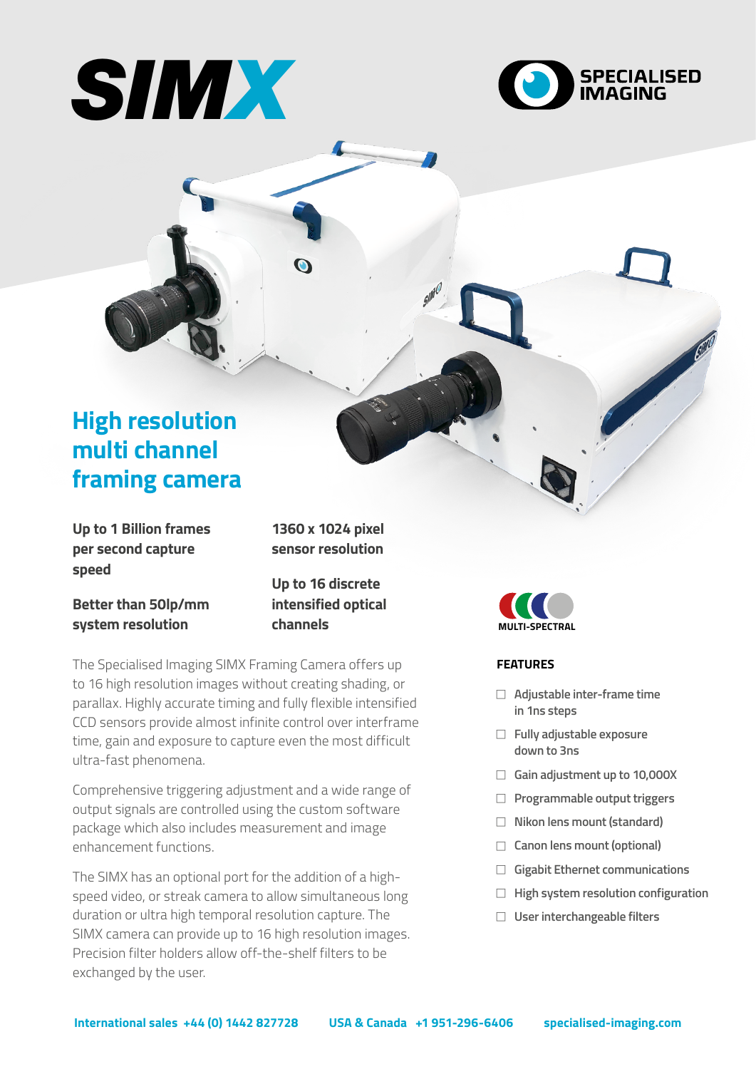# SIMX

SPECIALISED IMAGING

## High resolution multi channel framing camera

**Up to 1 Billion frames per second capture speed**

**Better than 50lp/mm system resolution**

**1360 x 1024 pixel sensor resolution**

**Up to 16 discrete intensified optical channels**

MULTI-SPECTRAL

The Specialised Imaging SIMX Framing Camera offers up to 16 high resolution images without creating shading, or parallax. Highly accurate timing and fully flexible intensified CCD sensors provide almost infinite control over interframe time, gain and exposure to capture even the most difficult ultra-fast phenomena.

Comprehensive triggering adjustment and a wide range of output signals are controlled using the custom software package which also includes measurement and image enhancement functions.

The SIMX has an optional port for the addition of a high-speed video, or streak camera to allow simultaneous long duration or ultra high temporal resolution capture. The SIMX camera can provide up to 16 high resolution images. Precision filter holders allow off-the-shelf filters to be exchanged by the user.

### FEATURES

- Adjustable inter-frame time in 1ns steps
- Fully adjustable exposure down to 3ns
- Gain adjustment up to 10,000X
- Programmable output triggers
- Nikon lens mount (standard)
- Canon lens mount (optional)
- Gigabit Ethernet communications
- High system resolution configuration
- User interchangeable filters

**International sales +44 (0) 1442 827728** **USA & Canada +1 951-296-6406** **specialised-imaging.com**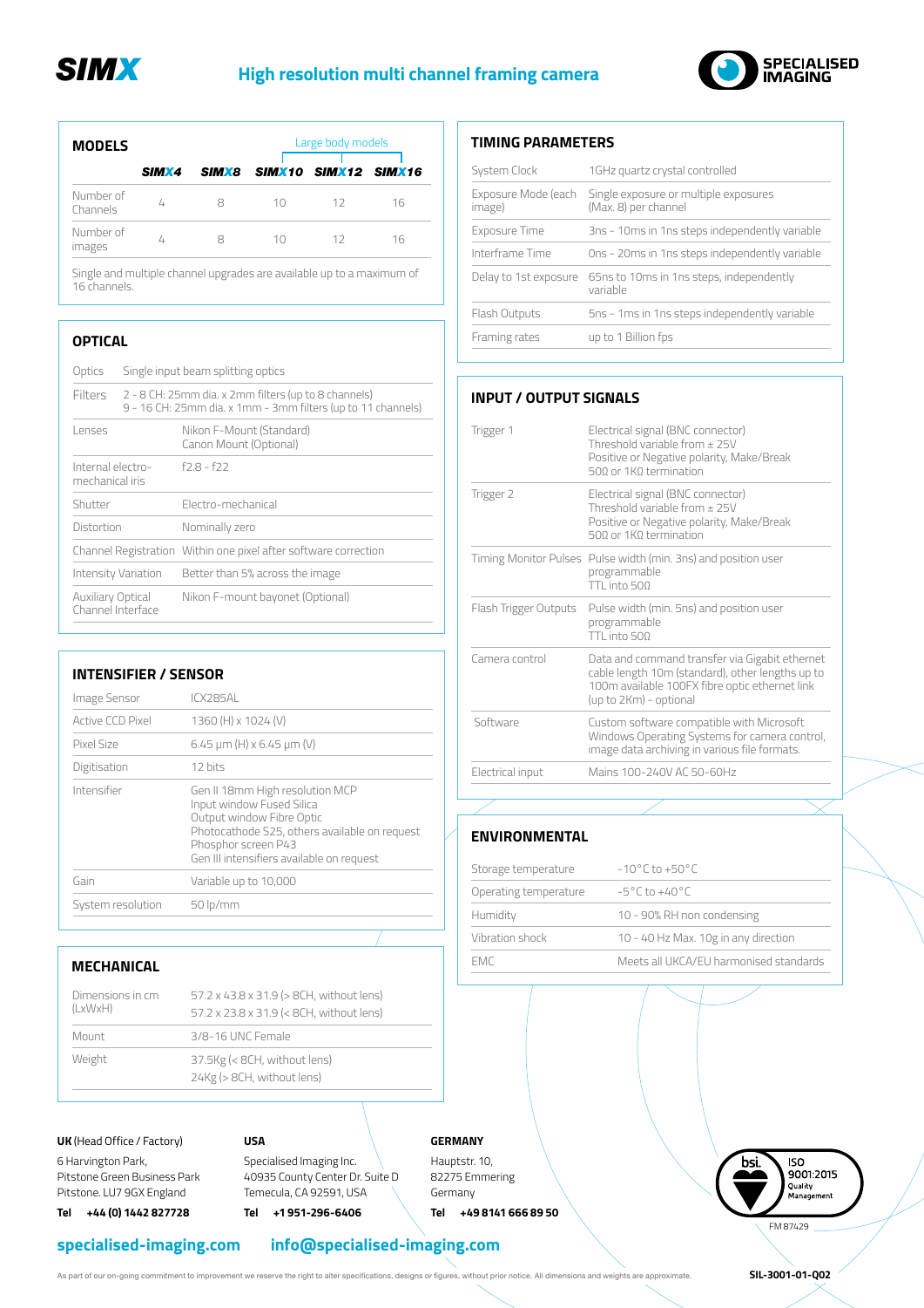# SIMX

## High resolution multi channel framing camera

SPECIALISED IMAGING

## MODELS

| | SIMX4 | SIMX8 | SIMX10 | SIMX12 | SIMX16 |
|---|---|---|---|---|---|
| | | | Large body models | | |
| Number of Channels | 4 | 8 | 10 | 12 | 16 |
| Number of images | 4 | 8 | 10 | 12 | 16 |

Single and multiple channel upgrades are available up to a maximum of 16 channels.

## OPTICAL

| | |
|---|---|
| Optics | Single input beam splitting optics |
| Filters | 2 - 8 CH: 25mm dia. x 2mm filters (up to 8 channels)<br>9 - 16 CH: 25mm dia. x 1mm - 3mm filters (up to 11 channels) |
| Lenses | Nikon F-Mount (Standard)<br>Canon Mount (Optional) |
| Internal electro-mechanical iris | f2.8 - f22 |
| Shutter | Electro-mechanical |
| Distortion | Nominally zero |
| Channel Registration | Within one pixel after software correction |
| Intensity Variation | Better than 5% across the image |
| Auxiliary Optical Channel Interface | Nikon F-mount bayonet (Optional) |

## INTENSIFIER / SENSOR

| | |
|---|---|
| Image Sensor | ICX285AL |
| Active CCD Pixel | 1360 (H) x 1024 (V) |
| Pixel Size | 6.45 μm (H) x 6.45 μm (V) |
| Digitisation | 12 bits |
| Intensifier | Gen II 18mm High resolution MCP<br>Input window Fused Silica<br>Output window Fibre Optic<br>Photocathode S25, others available on request<br>Phosphor screen P43<br>Gen III intensifiers available on request |
| Gain | Variable up to 10,000 |
| System resolution | 50 lp/mm |

## MECHANICAL

| | |
|---|---|
| Dimensions in cm (LxWxH) | 57.2 x 43.8 x 31.9 (> 8CH, without lens)<br>57.2 x 23.8 x 31.9 (< 8CH, without lens) |
| Mount | 3/8-16 UNC Female |
| Weight | 37.5Kg (< 8CH, without lens)<br>24Kg (> 8CH, without lens) |

## TIMING PARAMETERS

| | |
|---|---|
| System Clock | 1GHz quartz crystal controlled |
| Exposure Mode (each image) | Single exposure or multiple exposures (Max. 8) per channel |
| Exposure Time | 3ns - 10ms in 1ns steps independently variable |
| Interframe Time | 0ns - 20ms in 1ns steps independently variable |
| Delay to 1st exposure | 65ns to 10ms in 1ns steps, independently variable |
| Flash Outputs | 5ns - 1ms in 1ns steps independently variable |
| Framing rates | up to 1 Billion fps |

## INPUT / OUTPUT SIGNALS

| | |
|---|---|
| Trigger 1 | Electrical signal (BNC connector)<br>Threshold variable from ± 25V<br>Positive or Negative polarity, Make/Break<br>50Ω or 1KΩ termination |
| Trigger 2 | Electrical signal (BNC connector)<br>Threshold variable from ± 25V<br>Positive or Negative polarity, Make/Break<br>50Ω or 1KΩ termination |
| Timing Monitor Pulses | Pulse width (min. 3ns) and position user programmable<br>TTL into 50Ω |
| Flash Trigger Outputs | Pulse width (min. 5ns) and position user programmable<br>TTL into 50Ω |
| Camera control | Data and command transfer via Gigabit ethernet cable length 10m (standard), other lengths up to 100m available 100FX fibre optic ethernet link (up to 2Km) - optional |
| Software | Custom software compatible with Microsoft Windows Operating Systems for camera control, image data archiving in various file formats. |
| Electrical input | Mains 100-240V AC 50-60Hz |

## ENVIRONMENTAL

| | |
|---|---|
| Storage temperature | -10°C to +50°C |
| Operating temperature | -5°C to +40°C |
| Humidity | 10 - 90% RH non condensing |
| Vibration shock | 10 - 40 Hz Max. 10g in any direction |
| EMC | Meets all UKCA/EU harmonised standards |

**UK** (Head Office / Factory)
6 Harvington Park,
Pitstone Green Business Park
Pitstone. LU7 9GX England
**Tel +44 (0) 1442 827728**

**USA**
Specialised Imaging Inc.
40935 County Center Dr. Suite D
Temecula, CA 92591, USA
**Tel +1 951-296-6406**

**GERMANY**
Hauptstr. 10,
82275 Emmering
Germany
**Tel +49 8141 666 89 50**

bsi. ISO 9001:2015 Quality Management
FM 87429

**specialised-imaging.com** **info@specialised-imaging.com**

As part of our on-going commitment to improvement we reserve the right to alter specifications, designs or figures, without prior notice. All dimensions and weights are approximate.

SIL-3001-01-Q02